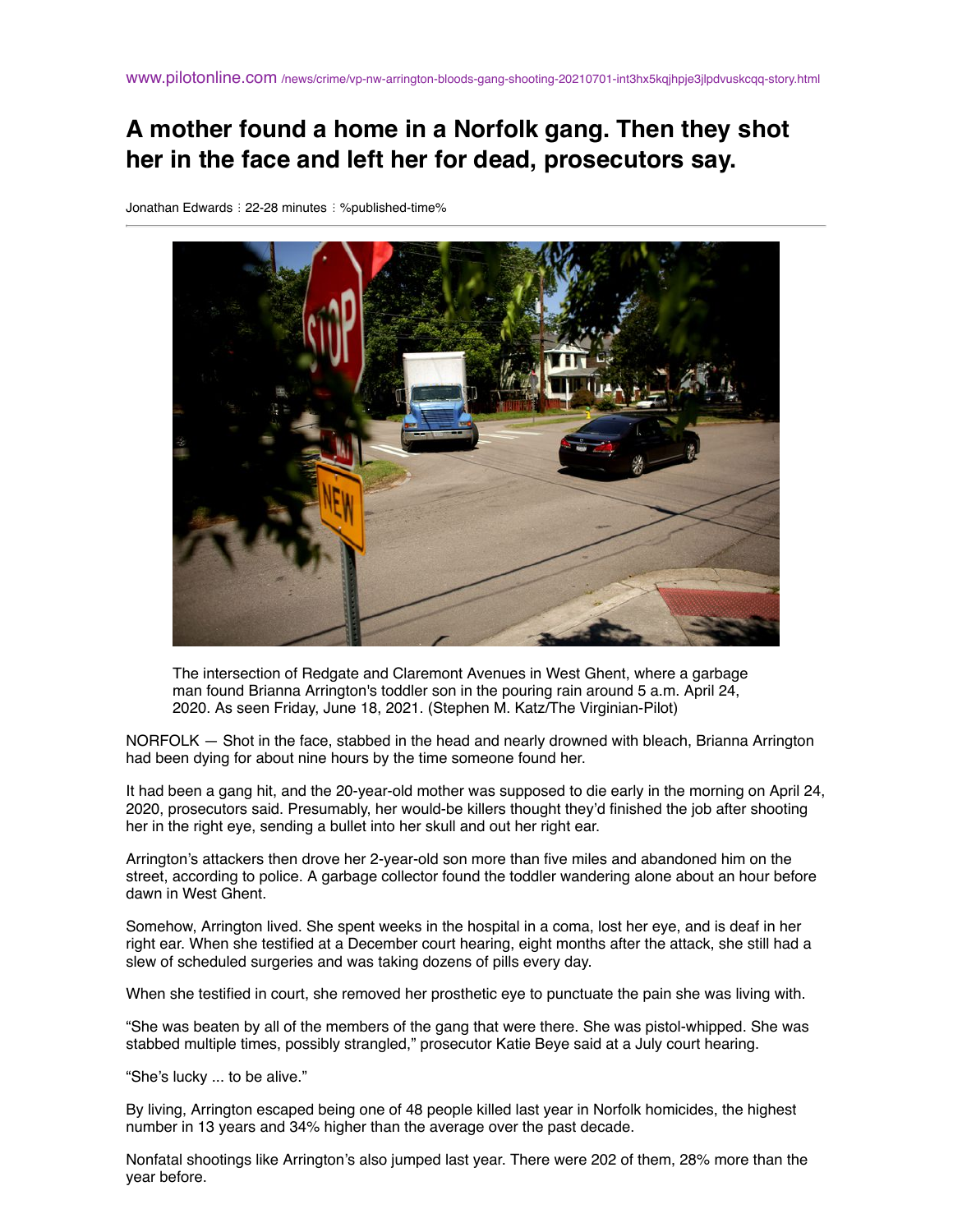www.pilotonline.com /news/crime/vp-nw-arrington-bloods-gang-shooting-20210701-int3hx5kqjhpje3jlpdvuskcqq-story.html

# A mother found a home in a Norfolk gang. Then they shot her in the face and left her for dead, prosecutors say.

Jonathan Edwards ⁝ 22-28 minutes ⁝ %published-time%

The intersection of Redgate and Claremont Avenues in West Ghent, where a garbage man found Brianna Arrington's toddler son in the pouring rain around 5 a.m. April 24, 2020. As seen Friday, June 18, 2021. (Stephen M. Katz/The Virginian-Pilot)

NORFOLK — Shot in the face, stabbed in the head and nearly drowned with bleach, Brianna Arrington had been dying for about nine hours by the time someone found her.

It had been a gang hit, and the 20-year-old mother was supposed to die early in the morning on April 24, 2020, prosecutors said. Presumably, her would-be killers thought they'd finished the job after shooting her in the right eye, sending a bullet into her skull and out her right ear.

Arrington's attackers then drove her 2-year-old son more than five miles and abandoned him on the street, according to police. A garbage collector found the toddler wandering alone about an hour before dawn in West Ghent.

Somehow, Arrington lived. She spent weeks in the hospital in a coma, lost her eye, and is deaf in her right ear. When she testified at a December court hearing, eight months after the attack, she still had a slew of scheduled surgeries and was taking dozens of pills every day.

When she testified in court, she removed her prosthetic eye to punctuate the pain she was living with.

"She was beaten by all of the members of the gang that were there. She was pistol-whipped. She was stabbed multiple times, possibly strangled," prosecutor Katie Beye said at a July court hearing.

"She's lucky ... to be alive."

By living, Arrington escaped being one of 48 people killed last year in Norfolk homicides, the highest number in 13 years and 34% higher than the average over the past decade.

Nonfatal shootings like Arrington's also jumped last year. There were 202 of them, 28% more than the year before.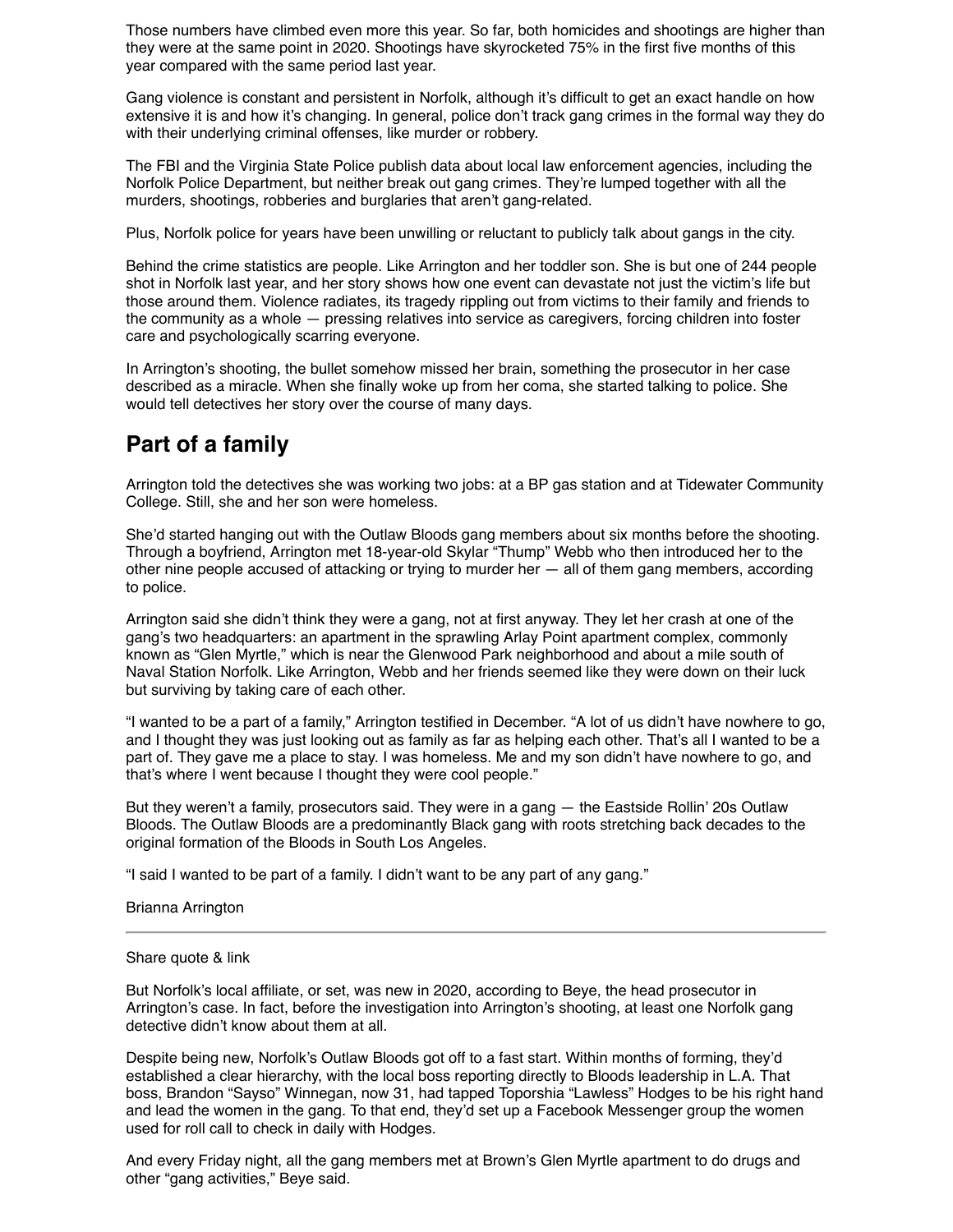Those numbers have climbed even more this year. So far, both homicides and shootings are higher than they were at the same point in 2020. Shootings have skyrocketed 75% in the first five months of this year compared with the same period last year.

Gang violence is constant and persistent in Norfolk, although it's difficult to get an exact handle on how extensive it is and how it's changing. In general, police don't track gang crimes in the formal way they do with their underlying criminal offenses, like murder or robbery.

The FBI and the Virginia State Police publish data about local law enforcement agencies, including the Norfolk Police Department, but neither break out gang crimes. They're lumped together with all the murders, shootings, robberies and burglaries that aren't gang-related.

Plus, Norfolk police for years have been unwilling or reluctant to publicly talk about gangs in the city.

Behind the crime statistics are people. Like Arrington and her toddler son. She is but one of 244 people shot in Norfolk last year, and her story shows how one event can devastate not just the victim's life but those around them. Violence radiates, its tragedy rippling out from victims to their family and friends to the community as a whole — pressing relatives into service as caregivers, forcing children into foster care and psychologically scarring everyone.

In Arrington's shooting, the bullet somehow missed her brain, something the prosecutor in her case described as a miracle. When she finally woke up from her coma, she started talking to police. She would tell detectives her story over the course of many days.

## Part of a family

Arrington told the detectives she was working two jobs: at a BP gas station and at Tidewater Community College. Still, she and her son were homeless.

She'd started hanging out with the Outlaw Bloods gang members about six months before the shooting. Through a boyfriend, Arrington met 18-year-old Skylar "Thump" Webb who then introduced her to the other nine people accused of attacking or trying to murder her — all of them gang members, according to police.

Arrington said she didn't think they were a gang, not at first anyway. They let her crash at one of the gang's two headquarters: an apartment in the sprawling Arlay Point apartment complex, commonly known as "Glen Myrtle," which is near the Glenwood Park neighborhood and about a mile south of Naval Station Norfolk. Like Arrington, Webb and her friends seemed like they were down on their luck but surviving by taking care of each other.

"I wanted to be a part of a family," Arrington testified in December. "A lot of us didn't have nowhere to go, and I thought they was just looking out as family as far as helping each other. That's all I wanted to be a part of. They gave me a place to stay. I was homeless. Me and my son didn't have nowhere to go, and that's where I went because I thought they were cool people."

But they weren't a family, prosecutors said. They were in a gang — the Eastside Rollin' 20s Outlaw Bloods. The Outlaw Bloods are a predominantly Black gang with roots stretching back decades to the original formation of the Bloods in South Los Angeles.

"I said I wanted to be part of a family. I didn't want to be any part of any gang."

Brianna Arrington

---

Share quote & link

But Norfolk's local affiliate, or set, was new in 2020, according to Beye, the head prosecutor in Arrington's case. In fact, before the investigation into Arrington's shooting, at least one Norfolk gang detective didn't know about them at all.

Despite being new, Norfolk's Outlaw Bloods got off to a fast start. Within months of forming, they'd established a clear hierarchy, with the local boss reporting directly to Bloods leadership in L.A. That boss, Brandon "Sayso" Winnegan, now 31, had tapped Toporshia "Lawless" Hodges to be his right hand and lead the women in the gang. To that end, they'd set up a Facebook Messenger group the women used for roll call to check in daily with Hodges.

And every Friday night, all the gang members met at Brown's Glen Myrtle apartment to do drugs and other "gang activities," Beye said.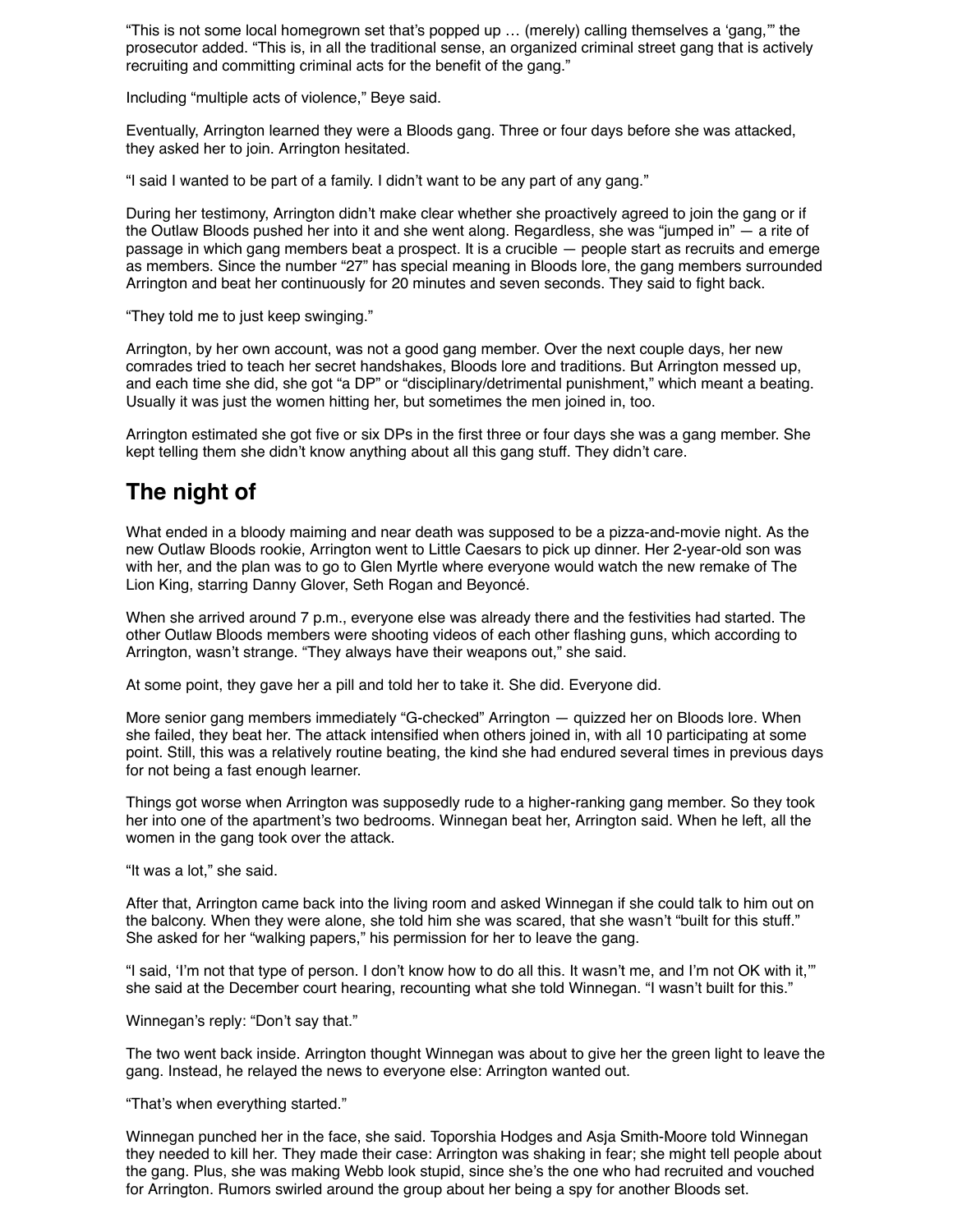"This is not some local homegrown set that's popped up … (merely) calling themselves a 'gang,'" the prosecutor added. "This is, in all the traditional sense, an organized criminal street gang that is actively recruiting and committing criminal acts for the benefit of the gang."

Including "multiple acts of violence," Beye said.

Eventually, Arrington learned they were a Bloods gang. Three or four days before she was attacked, they asked her to join. Arrington hesitated.

"I said I wanted to be part of a family. I didn't want to be any part of any gang."

During her testimony, Arrington didn't make clear whether she proactively agreed to join the gang or if the Outlaw Bloods pushed her into it and she went along. Regardless, she was "jumped in" — a rite of passage in which gang members beat a prospect. It is a crucible — people start as recruits and emerge as members. Since the number "27" has special meaning in Bloods lore, the gang members surrounded Arrington and beat her continuously for 20 minutes and seven seconds. They said to fight back.

"They told me to just keep swinging."

Arrington, by her own account, was not a good gang member. Over the next couple days, her new comrades tried to teach her secret handshakes, Bloods lore and traditions. But Arrington messed up, and each time she did, she got "a DP" or "disciplinary/detrimental punishment," which meant a beating. Usually it was just the women hitting her, but sometimes the men joined in, too.

Arrington estimated she got five or six DPs in the first three or four days she was a gang member. She kept telling them she didn't know anything about all this gang stuff. They didn't care.

## The night of

What ended in a bloody maiming and near death was supposed to be a pizza-and-movie night. As the new Outlaw Bloods rookie, Arrington went to Little Caesars to pick up dinner. Her 2-year-old son was with her, and the plan was to go to Glen Myrtle where everyone would watch the new remake of The Lion King, starring Danny Glover, Seth Rogan and Beyoncé.

When she arrived around 7 p.m., everyone else was already there and the festivities had started. The other Outlaw Bloods members were shooting videos of each other flashing guns, which according to Arrington, wasn't strange. "They always have their weapons out," she said.

At some point, they gave her a pill and told her to take it. She did. Everyone did.

More senior gang members immediately "G-checked" Arrington — quizzed her on Bloods lore. When she failed, they beat her. The attack intensified when others joined in, with all 10 participating at some point. Still, this was a relatively routine beating, the kind she had endured several times in previous days for not being a fast enough learner.

Things got worse when Arrington was supposedly rude to a higher-ranking gang member. So they took her into one of the apartment's two bedrooms. Winnegan beat her, Arrington said. When he left, all the women in the gang took over the attack.

"It was a lot," she said.

After that, Arrington came back into the living room and asked Winnegan if she could talk to him out on the balcony. When they were alone, she told him she was scared, that she wasn't "built for this stuff." She asked for her "walking papers," his permission for her to leave the gang.

"I said, 'I'm not that type of person. I don't know how to do all this. It wasn't me, and I'm not OK with it,'" she said at the December court hearing, recounting what she told Winnegan. "I wasn't built for this."

Winnegan's reply: "Don't say that."

The two went back inside. Arrington thought Winnegan was about to give her the green light to leave the gang. Instead, he relayed the news to everyone else: Arrington wanted out.

"That's when everything started."

Winnegan punched her in the face, she said. Toporshia Hodges and Asja Smith-Moore told Winnegan they needed to kill her. They made their case: Arrington was shaking in fear; she might tell people about the gang. Plus, she was making Webb look stupid, since she's the one who had recruited and vouched for Arrington. Rumors swirled around the group about her being a spy for another Bloods set.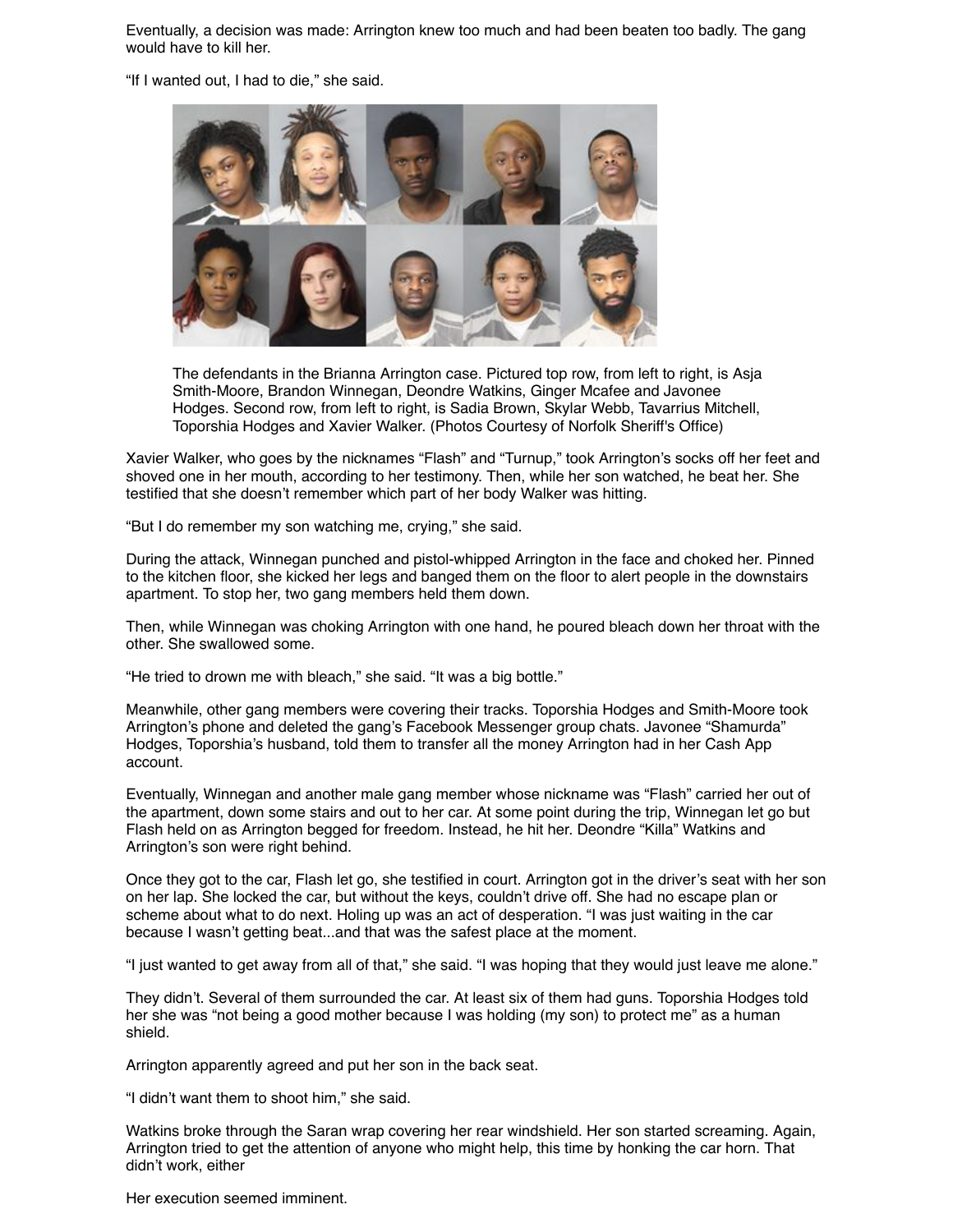Eventually, a decision was made: Arrington knew too much and had been beaten too badly. The gang would have to kill her.

"If I wanted out, I had to die," she said.

The defendants in the Brianna Arrington case. Pictured top row, from left to right, is Asja Smith-Moore, Brandon Winnegan, Deondre Watkins, Ginger Mcafee and Javonee Hodges. Second row, from left to right, is Sadia Brown, Skylar Webb, Tavarrius Mitchell, Toporshia Hodges and Xavier Walker. (Photos Courtesy of Norfolk Sheriff's Office)

Xavier Walker, who goes by the nicknames "Flash" and "Turnup," took Arrington's socks off her feet and shoved one in her mouth, according to her testimony. Then, while her son watched, he beat her. She testified that she doesn't remember which part of her body Walker was hitting.

"But I do remember my son watching me, crying," she said.

During the attack, Winnegan punched and pistol-whipped Arrington in the face and choked her. Pinned to the kitchen floor, she kicked her legs and banged them on the floor to alert people in the downstairs apartment. To stop her, two gang members held them down.

Then, while Winnegan was choking Arrington with one hand, he poured bleach down her throat with the other. She swallowed some.

"He tried to drown me with bleach," she said. "It was a big bottle."

Meanwhile, other gang members were covering their tracks. Toporshia Hodges and Smith-Moore took Arrington's phone and deleted the gang's Facebook Messenger group chats. Javonee "Shamurda" Hodges, Toporshia's husband, told them to transfer all the money Arrington had in her Cash App account.

Eventually, Winnegan and another male gang member whose nickname was "Flash" carried her out of the apartment, down some stairs and out to her car. At some point during the trip, Winnegan let go but Flash held on as Arrington begged for freedom. Instead, he hit her. Deondre "Killa" Watkins and Arrington's son were right behind.

Once they got to the car, Flash let go, she testified in court. Arrington got in the driver's seat with her son on her lap. She locked the car, but without the keys, couldn't drive off. She had no escape plan or scheme about what to do next. Holing up was an act of desperation. "I was just waiting in the car because I wasn't getting beat...and that was the safest place at the moment.

"I just wanted to get away from all of that," she said. "I was hoping that they would just leave me alone."

They didn't. Several of them surrounded the car. At least six of them had guns. Toporshia Hodges told her she was "not being a good mother because I was holding (my son) to protect me" as a human shield.

Arrington apparently agreed and put her son in the back seat.

"I didn't want them to shoot him," she said.

Watkins broke through the Saran wrap covering her rear windshield. Her son started screaming. Again, Arrington tried to get the attention of anyone who might help, this time by honking the car horn. That didn't work, either

Her execution seemed imminent.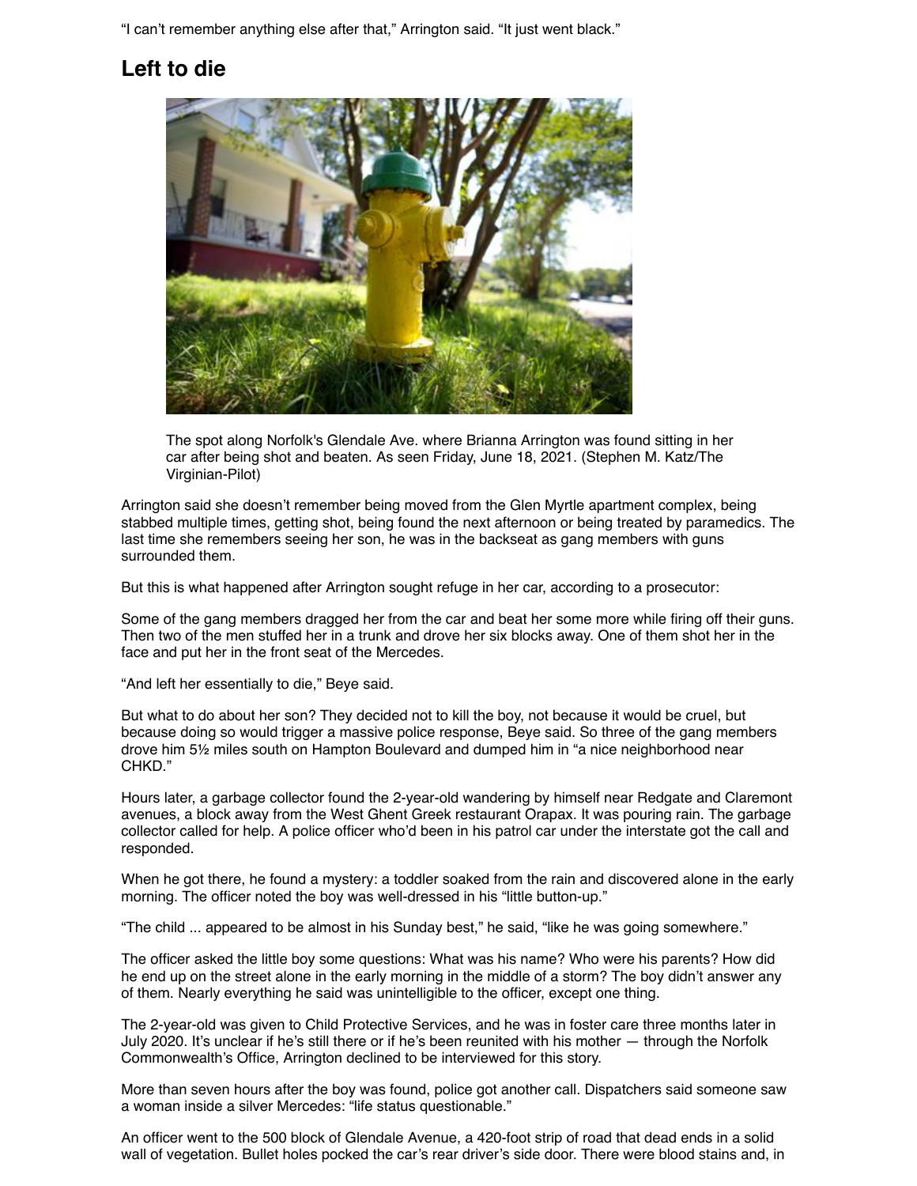"I can't remember anything else after that," Arrington said. "It just went black."

## Left to die

The spot along Norfolk's Glendale Ave. where Brianna Arrington was found sitting in her car after being shot and beaten. As seen Friday, June 18, 2021. (Stephen M. Katz/The Virginian-Pilot)

Arrington said she doesn't remember being moved from the Glen Myrtle apartment complex, being stabbed multiple times, getting shot, being found the next afternoon or being treated by paramedics. The last time she remembers seeing her son, he was in the backseat as gang members with guns surrounded them.

But this is what happened after Arrington sought refuge in her car, according to a prosecutor:

Some of the gang members dragged her from the car and beat her some more while firing off their guns. Then two of the men stuffed her in a trunk and drove her six blocks away. One of them shot her in the face and put her in the front seat of the Mercedes.

"And left her essentially to die," Beye said.

But what to do about her son? They decided not to kill the boy, not because it would be cruel, but because doing so would trigger a massive police response, Beye said. So three of the gang members drove him 5½ miles south on Hampton Boulevard and dumped him in "a nice neighborhood near CHKD."

Hours later, a garbage collector found the 2-year-old wandering by himself near Redgate and Claremont avenues, a block away from the West Ghent Greek restaurant Orapax. It was pouring rain. The garbage collector called for help. A police officer who'd been in his patrol car under the interstate got the call and responded.

When he got there, he found a mystery: a toddler soaked from the rain and discovered alone in the early morning. The officer noted the boy was well-dressed in his "little button-up."

"The child ... appeared to be almost in his Sunday best," he said, "like he was going somewhere."

The officer asked the little boy some questions: What was his name? Who were his parents? How did he end up on the street alone in the early morning in the middle of a storm? The boy didn't answer any of them. Nearly everything he said was unintelligible to the officer, except one thing.

The 2-year-old was given to Child Protective Services, and he was in foster care three months later in July 2020. It's unclear if he's still there or if he's been reunited with his mother — through the Norfolk Commonwealth's Office, Arrington declined to be interviewed for this story.

More than seven hours after the boy was found, police got another call. Dispatchers said someone saw a woman inside a silver Mercedes: "life status questionable."

An officer went to the 500 block of Glendale Avenue, a 420-foot strip of road that dead ends in a solid wall of vegetation. Bullet holes pocked the car's rear driver's side door. There were blood stains and, in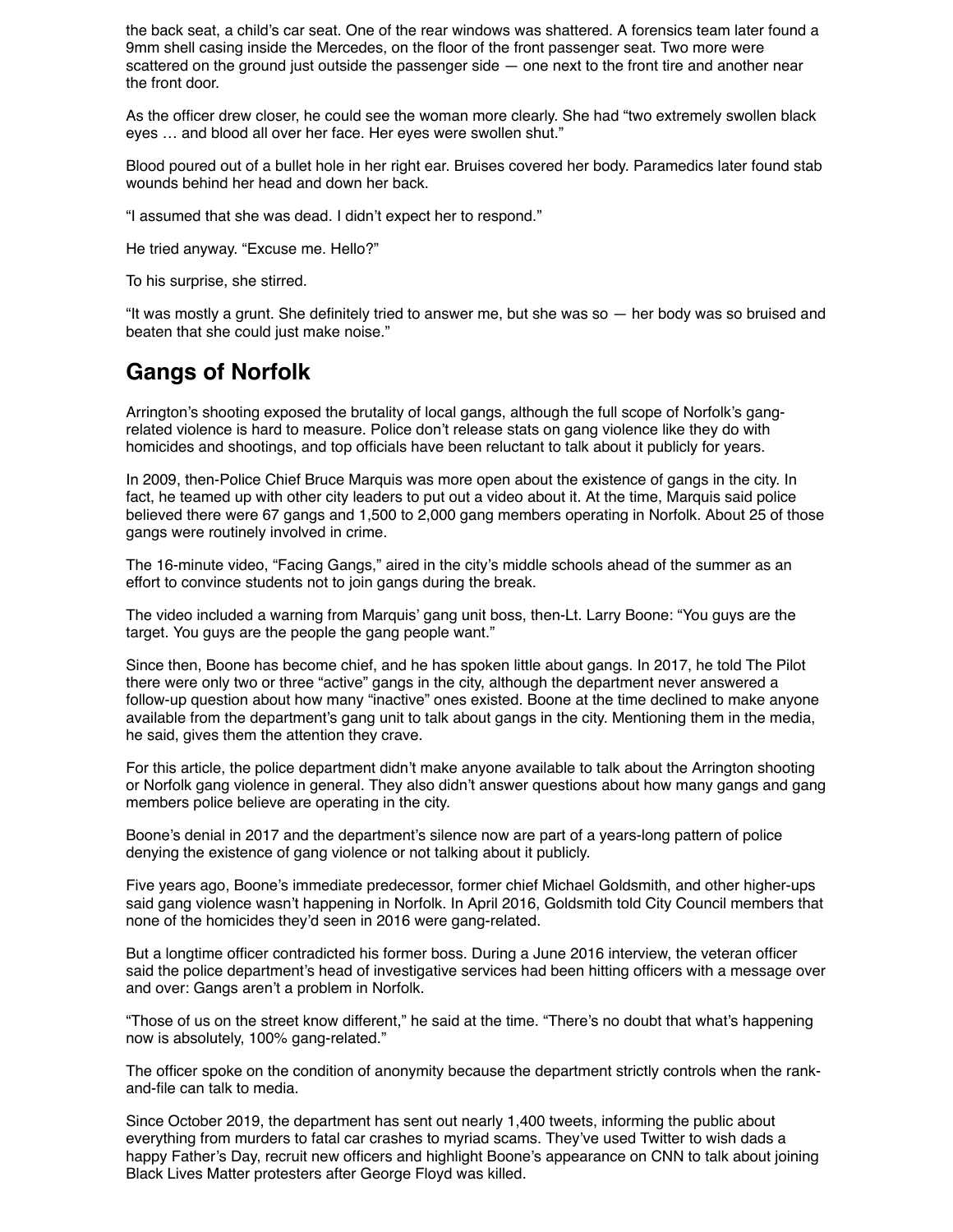the back seat, a child's car seat. One of the rear windows was shattered. A forensics team later found a 9mm shell casing inside the Mercedes, on the floor of the front passenger seat. Two more were scattered on the ground just outside the passenger side — one next to the front tire and another near the front door.

As the officer drew closer, he could see the woman more clearly. She had "two extremely swollen black eyes … and blood all over her face. Her eyes were swollen shut."

Blood poured out of a bullet hole in her right ear. Bruises covered her body. Paramedics later found stab wounds behind her head and down her back.

"I assumed that she was dead. I didn't expect her to respond."

He tried anyway. "Excuse me. Hello?"

To his surprise, she stirred.

"It was mostly a grunt. She definitely tried to answer me, but she was so — her body was so bruised and beaten that she could just make noise."

## Gangs of Norfolk

Arrington's shooting exposed the brutality of local gangs, although the full scope of Norfolk's gang-related violence is hard to measure. Police don't release stats on gang violence like they do with homicides and shootings, and top officials have been reluctant to talk about it publicly for years.

In 2009, then-Police Chief Bruce Marquis was more open about the existence of gangs in the city. In fact, he teamed up with other city leaders to put out a video about it. At the time, Marquis said police believed there were 67 gangs and 1,500 to 2,000 gang members operating in Norfolk. About 25 of those gangs were routinely involved in crime.

The 16-minute video, "Facing Gangs," aired in the city's middle schools ahead of the summer as an effort to convince students not to join gangs during the break.

The video included a warning from Marquis' gang unit boss, then-Lt. Larry Boone: "You guys are the target. You guys are the people the gang people want."

Since then, Boone has become chief, and he has spoken little about gangs. In 2017, he told The Pilot there were only two or three "active" gangs in the city, although the department never answered a follow-up question about how many "inactive" ones existed. Boone at the time declined to make anyone available from the department's gang unit to talk about gangs in the city. Mentioning them in the media, he said, gives them the attention they crave.

For this article, the police department didn't make anyone available to talk about the Arrington shooting or Norfolk gang violence in general. They also didn't answer questions about how many gangs and gang members police believe are operating in the city.

Boone's denial in 2017 and the department's silence now are part of a years-long pattern of police denying the existence of gang violence or not talking about it publicly.

Five years ago, Boone's immediate predecessor, former chief Michael Goldsmith, and other higher-ups said gang violence wasn't happening in Norfolk. In April 2016, Goldsmith told City Council members that none of the homicides they'd seen in 2016 were gang-related.

But a longtime officer contradicted his former boss. During a June 2016 interview, the veteran officer said the police department's head of investigative services had been hitting officers with a message over and over: Gangs aren't a problem in Norfolk.

"Those of us on the street know different," he said at the time. "There's no doubt that what's happening now is absolutely, 100% gang-related."

The officer spoke on the condition of anonymity because the department strictly controls when the rank-and-file can talk to media.

Since October 2019, the department has sent out nearly 1,400 tweets, informing the public about everything from murders to fatal car crashes to myriad scams. They've used Twitter to wish dads a happy Father's Day, recruit new officers and highlight Boone's appearance on CNN to talk about joining Black Lives Matter protesters after George Floyd was killed.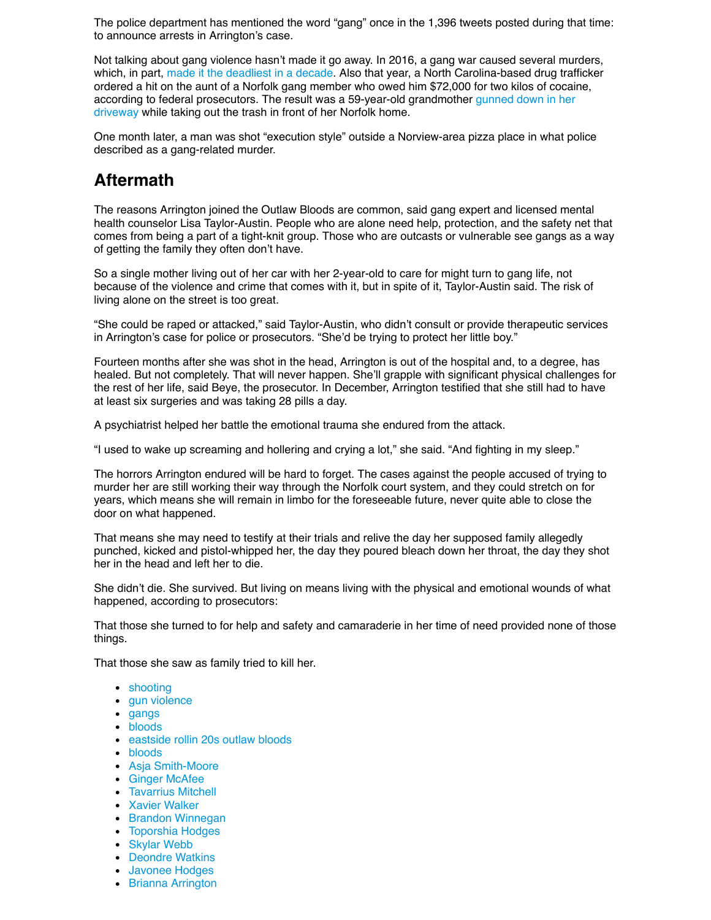The police department has mentioned the word “gang” once in the 1,396 tweets posted during that time: to announce arrests in Arrington’s case.

Not talking about gang violence hasn’t made it go away. In 2016, a gang war caused several murders, which, in part, made it the deadliest in a decade. Also that year, a North Carolina-based drug trafficker ordered a hit on the aunt of a Norfolk gang member who owed him $72,000 for two kilos of cocaine, according to federal prosecutors. The result was a 59-year-old grandmother gunned down in her driveway while taking out the trash in front of her Norfolk home.

One month later, a man was shot “execution style” outside a Norview-area pizza place in what police described as a gang-related murder.

## Aftermath

The reasons Arrington joined the Outlaw Bloods are common, said gang expert and licensed mental health counselor Lisa Taylor-Austin. People who are alone need help, protection, and the safety net that comes from being a part of a tight-knit group. Those who are outcasts or vulnerable see gangs as a way of getting the family they often don’t have.

So a single mother living out of her car with her 2-year-old to care for might turn to gang life, not because of the violence and crime that comes with it, but in spite of it, Taylor-Austin said. The risk of living alone on the street is too great.

“She could be raped or attacked,” said Taylor-Austin, who didn’t consult or provide therapeutic services in Arrington’s case for police or prosecutors. “She’d be trying to protect her little boy.”

Fourteen months after she was shot in the head, Arrington is out of the hospital and, to a degree, has healed. But not completely. That will never happen. She’ll grapple with significant physical challenges for the rest of her life, said Beye, the prosecutor. In December, Arrington testified that she still had to have at least six surgeries and was taking 28 pills a day.

A psychiatrist helped her battle the emotional trauma she endured from the attack.

“I used to wake up screaming and hollering and crying a lot,” she said. “And fighting in my sleep.”

The horrors Arrington endured will be hard to forget. The cases against the people accused of trying to murder her are still working their way through the Norfolk court system, and they could stretch on for years, which means she will remain in limbo for the foreseeable future, never quite able to close the door on what happened.

That means she may need to testify at their trials and relive the day her supposed family allegedly punched, kicked and pistol-whipped her, the day they poured bleach down her throat, the day they shot her in the head and left her to die.

She didn’t die. She survived. But living on means living with the physical and emotional wounds of what happened, according to prosecutors:

That those she turned to for help and safety and camaraderie in her time of need provided none of those things.

That those she saw as family tried to kill her.

- shooting
- gun violence
- gangs
- bloods
- eastside rollin 20s outlaw bloods
- bloods
- Asja Smith-Moore
- Ginger McAfee
- Tavarrius Mitchell
- Xavier Walker
- Brandon Winnegan
- Toporshia Hodges
- Skylar Webb
- Deondre Watkins
- Javonee Hodges
- Brianna Arrington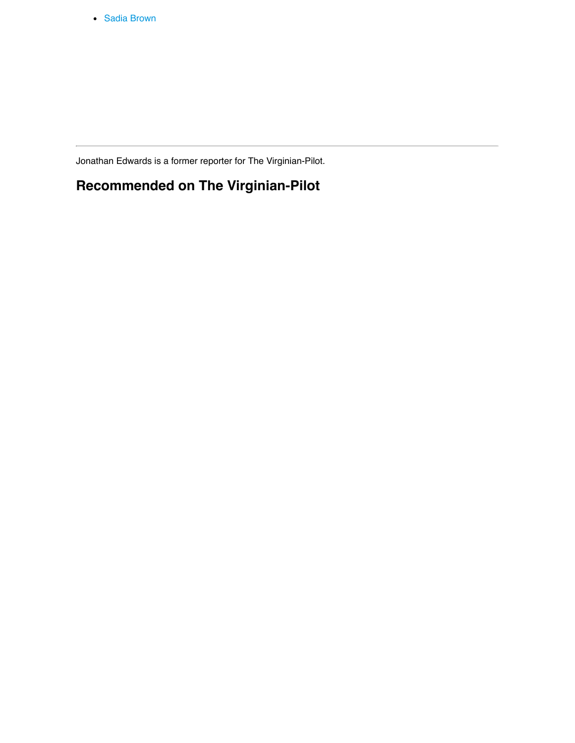- Sadia Brown

---

Jonathan Edwards is a former reporter for The Virginian-Pilot.

## Recommended on The Virginian-Pilot